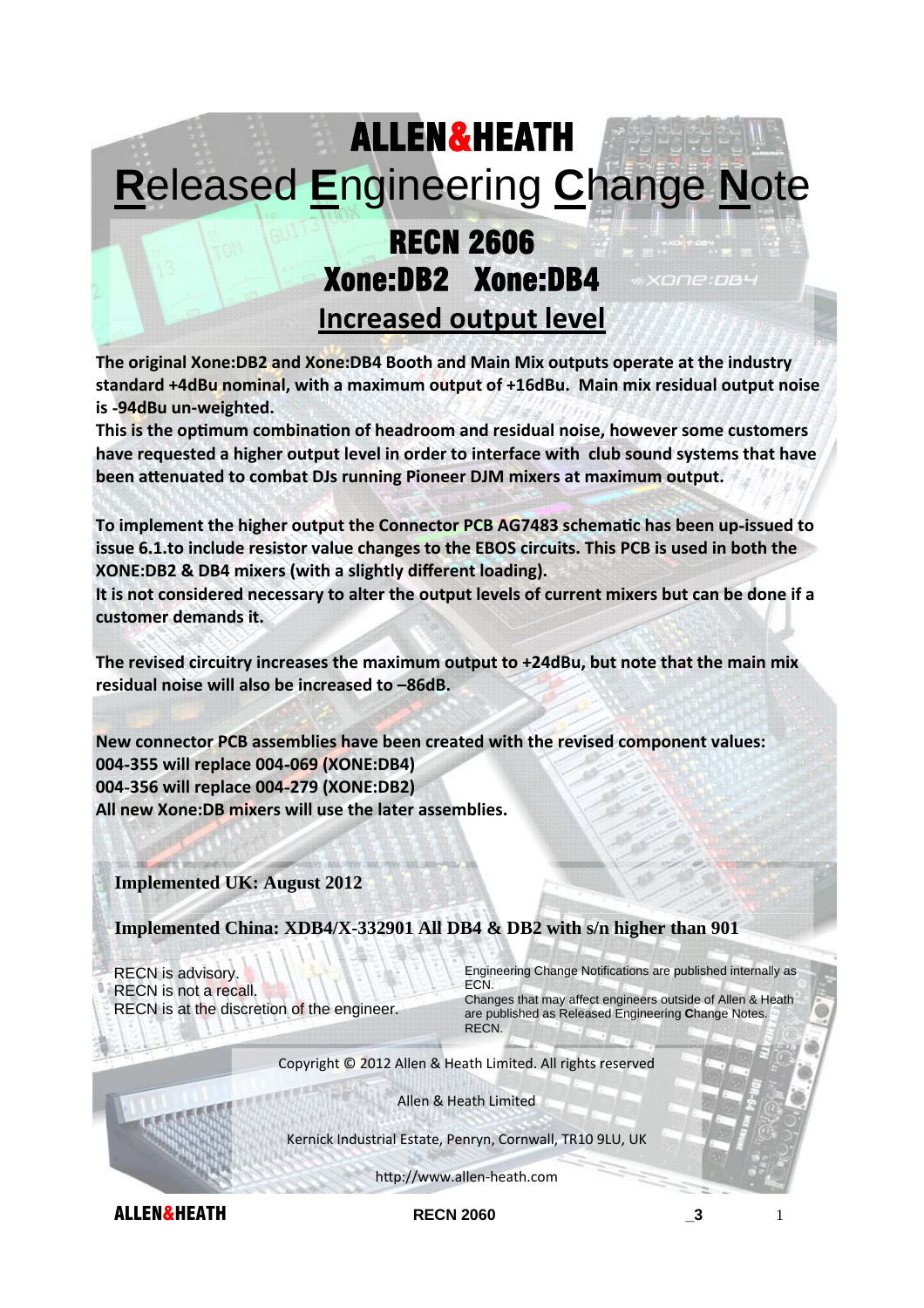# ALLEN&HEATH

# Released Engineering Change Note

## RECN 2606

## Xone:DB2 Xone:DB4

## Increased output level

**The original Xone:DB2 and Xone:DB4 Booth and Main Mix outputs operate at the industry standard +4dBu nominal, with a maximum output of +16dBu. Main mix residual output noise is -94dBu un-weighted.**

**This is the optimum combination of headroom and residual noise, however some customers have requested a higher output level in order to interface with club sound systems that have been attenuated to combat DJs running Pioneer DJM mixers at maximum output.**

**To implement the higher output the Connector PCB AG7483 schematic has been up-issued to issue 6.1.to include resistor value changes to the EBOS circuits. This PCB is used in both the XONE:DB2 & DB4 mixers (with a slightly different loading).**

**It is not considered necessary to alter the output levels of current mixers but can be done if a customer demands it.**

**The revised circuitry increases the maximum output to +24dBu, but note that the main mix residual noise will also be increased to –86dB.**

**New connector PCB assemblies have been created with the revised component values:**
**004-355 will replace 004-069 (XONE:DB4)**
**004-356 will replace 004-279 (XONE:DB2)**
**All new Xone:DB mixers will use the later assemblies.**

**Implemented UK: August 2012**

**Implemented China: XDB4/X-332901 All DB4 & DB2 with s/n higher than 901**

RECN is advisory.
RECN is not a recall.
RECN is at the discretion of the engineer.

Engineering Change Notifications are published internally as ECN.
Changes that may affect engineers outside of Allen & Heath are published as Released Engineering **C**hange Notes. RECN.

Copyright © 2012 Allen & Heath Limited. All rights reserved

Allen & Heath Limited

Kernick Industrial Estate, Penryn, Cornwall, TR10 9LU, UK

http://www.allen-heath.com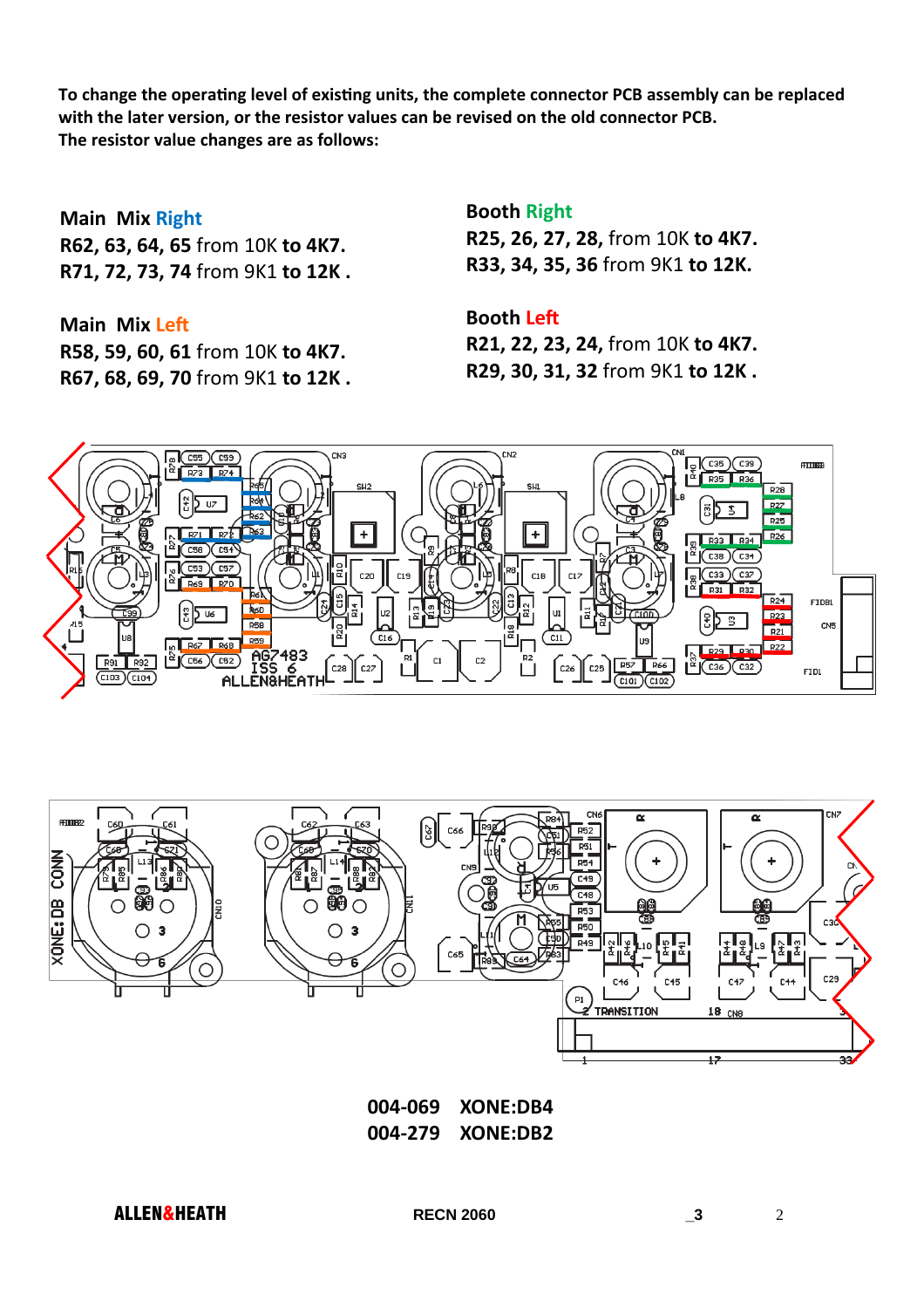**To change the operating level of existing units, the complete connector PCB assembly can be replaced with the later version, or the resistor values can be revised on the old connector PCB.**
**The resistor value changes are as follows:**

**Main Mix Right**
**R62, 63, 64, 65** from 10K **to 4K7.**
**R71, 72, 73, 74** from 9K1 **to 12K .**

**Main Mix Left**
**R58, 59, 60, 61** from 10K **to 4K7.**
**R67, 68, 69, 70** from 9K1 **to 12K .**

**Booth Right**
**R25, 26, 27, 28,** from 10K **to 4K7.**
**R33, 34, 35, 36** from 9K1 **to 12K.**

**Booth Left**
**R21, 22, 23, 24,** from 10K **to 4K7.**
**R29, 30, 31, 32** from 9K1 **to 12K .**

AG7483
ISS 6
ALLEN&HEATH

XONE:DB CONN

TRANSITION

**004-069 XONE:DB4**
**004-279 XONE:DB2**

ALLEN&HEATH RECN 2060 _3